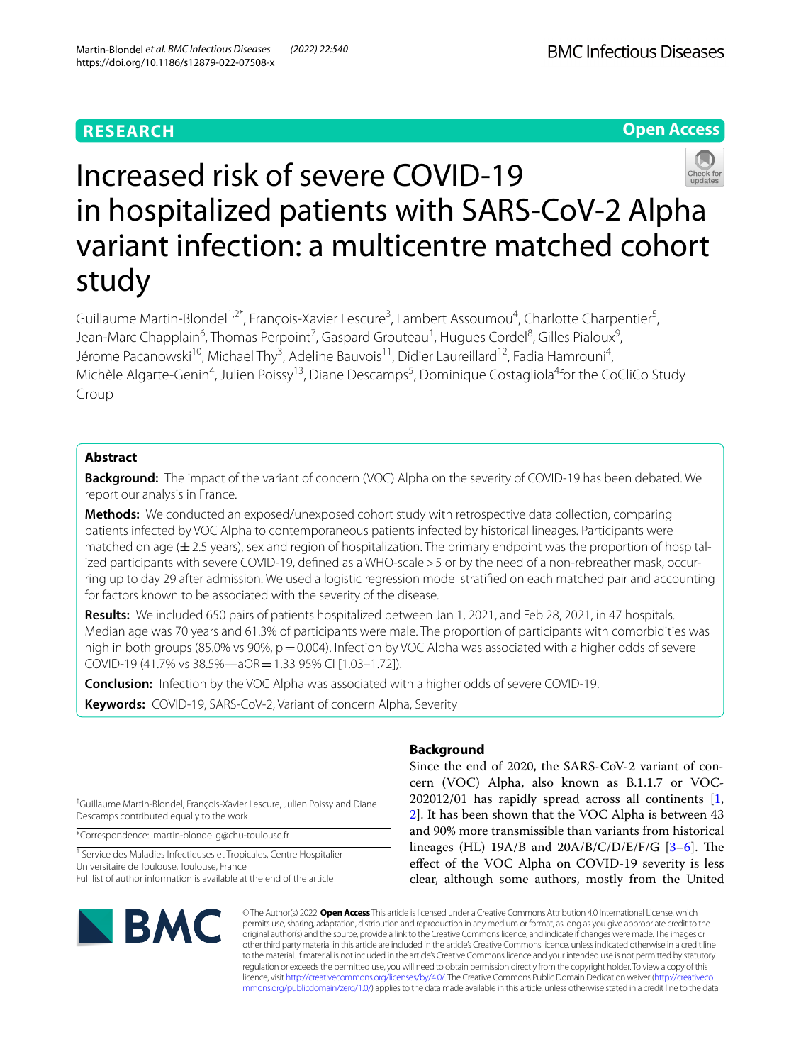RESEARCH

Open Access

# Increased risk of severe COVID-19 in hospitalized patients with SARS-CoV-2 Alpha variant infection: a multicentre matched cohort study

Guillaume Martin-Blondel[1,2*], François-Xavier Lescure[3], Lambert Assoumou[4], Charlotte Charpentier[5], Jean-Marc Chapplain[6], Thomas Perpoint[7], Gaspard Grouteau[1], Hugues Cordel[8], Gilles Pialoux[9], Jérome Pacanowski[10], Michael Thy[3], Adeline Bauvois[11], Didier Laureillard[12], Fadia Hamrouni[4], Michèle Algarte-Genin[4], Julien Poissy[13], Diane Descamps[5], Dominique Costagliola[4] for the CoCliCo Study Group

## Abstract

**Background:** The impact of the variant of concern (VOC) Alpha on the severity of COVID-19 has been debated. We report our analysis in France.

**Methods:** We conducted an exposed/unexposed cohort study with retrospective data collection, comparing patients infected by VOC Alpha to contemporaneous patients infected by historical lineages. Participants were matched on age (±2.5 years), sex and region of hospitalization. The primary endpoint was the proportion of hospitalized participants with severe COVID-19, defined as a WHO-scale > 5 or by the need of a non-rebreather mask, occurring up to day 29 after admission. We used a logistic regression model stratified on each matched pair and accounting for factors known to be associated with the severity of the disease.

**Results:** We included 650 pairs of patients hospitalized between Jan 1, 2021, and Feb 28, 2021, in 47 hospitals. Median age was 70 years and 61.3% of participants were male. The proportion of participants with comorbidities was high in both groups (85.0% vs 90%, p = 0.004). Infection by VOC Alpha was associated with a higher odds of severe COVID-19 (41.7% vs 38.5%—aOR = 1.33 95% CI [1.03–1.72]).

**Conclusion:** Infection by the VOC Alpha was associated with a higher odds of severe COVID-19.

**Keywords:** COVID-19, SARS-CoV-2, Variant of concern Alpha, Severity

## Background

Since the end of 2020, the SARS-CoV-2 variant of concern (VOC) Alpha, also known as B.1.1.7 or VOC-202012/01 has rapidly spread across all continents [1, 2]. It has been shown that the VOC Alpha is between 43 and 90% more transmissible than variants from historical lineages (HL) 19A/B and 20A/B/C/D/E/F/G [3–6]. The effect of the VOC Alpha on COVID-19 severity is less clear, although some authors, mostly from the United

†Guillaume Martin-Blondel, François-Xavier Lescure, Julien Poissy and Diane Descamps contributed equally to the work

*Correspondence: martin-blondel.g@chu-toulouse.fr

[1] Service des Maladies Infectieuses et Tropicales, Centre Hospitalier Universitaire de Toulouse, Toulouse, France

Full list of author information is available at the end of the article

© The Author(s) 2022. **Open Access** This article is licensed under a Creative Commons Attribution 4.0 International License, which permits use, sharing, adaptation, distribution and reproduction in any medium or format, as long as you give appropriate credit to the original author(s) and the source, provide a link to the Creative Commons licence, and indicate if changes were made. The images or other third party material in this article are included in the article's Creative Commons licence, unless indicated otherwise in a credit line to the material. If material is not included in the article's Creative Commons licence and your intended use is not permitted by statutory regulation or exceeds the permitted use, you will need to obtain permission directly from the copyright holder. To view a copy of this licence, visit http://creativecommons.org/licenses/by/4.0/. The Creative Commons Public Domain Dedication waiver (http://creativecommons.org/publicdomain/zero/1.0/) applies to the data made available in this article, unless otherwise stated in a credit line to the data.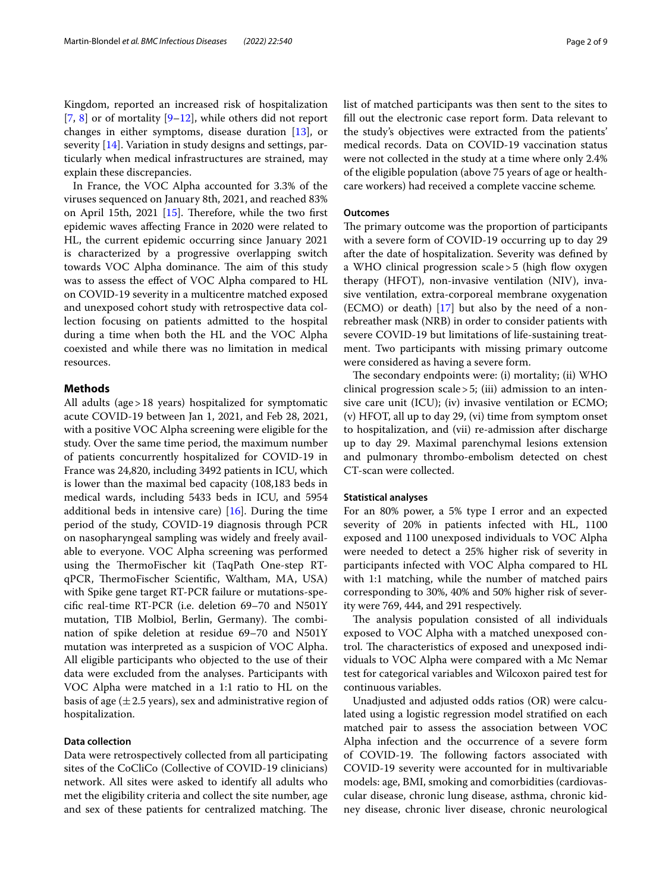Kingdom, reported an increased risk of hospitalization [7, 8] or of mortality [9–12], while others did not report changes in either symptoms, disease duration [13], or severity [14]. Variation in study designs and settings, particularly when medical infrastructures are strained, may explain these discrepancies.

In France, the VOC Alpha accounted for 3.3% of the viruses sequenced on January 8th, 2021, and reached 83% on April 15th, 2021 [15]. Therefore, while the two first epidemic waves affecting France in 2020 were related to HL, the current epidemic occurring since January 2021 is characterized by a progressive overlapping switch towards VOC Alpha dominance. The aim of this study was to assess the effect of VOC Alpha compared to HL on COVID-19 severity in a multicentre matched exposed and unexposed cohort study with retrospective data collection focusing on patients admitted to the hospital during a time when both the HL and the VOC Alpha coexisted and while there was no limitation in medical resources.

## Methods

All adults (age > 18 years) hospitalized for symptomatic acute COVID-19 between Jan 1, 2021, and Feb 28, 2021, with a positive VOC Alpha screening were eligible for the study. Over the same time period, the maximum number of patients concurrently hospitalized for COVID-19 in France was 24,820, including 3492 patients in ICU, which is lower than the maximal bed capacity (108,183 beds in medical wards, including 5433 beds in ICU, and 5954 additional beds in intensive care) [16]. During the time period of the study, COVID-19 diagnosis through PCR on nasopharyngeal sampling was widely and freely available to everyone. VOC Alpha screening was performed using the ThermoFischer kit (TaqPath One-step RT-qPCR, ThermoFischer Scientific, Waltham, MA, USA) with Spike gene target RT-PCR failure or mutations-specific real-time RT-PCR (i.e. deletion 69–70 and N501Y mutation, TIB Molbiol, Berlin, Germany). The combination of spike deletion at residue 69–70 and N501Y mutation was interpreted as a suspicion of VOC Alpha. All eligible participants who objected to the use of their data were excluded from the analyses. Participants with VOC Alpha were matched in a 1:1 ratio to HL on the basis of age (±2.5 years), sex and administrative region of hospitalization.

### Data collection

Data were retrospectively collected from all participating sites of the CoCliCo (Collective of COVID-19 clinicians) network. All sites were asked to identify all adults who met the eligibility criteria and collect the site number, age and sex of these patients for centralized matching. The list of matched participants was then sent to the sites to fill out the electronic case report form. Data relevant to the study's objectives were extracted from the patients' medical records. Data on COVID-19 vaccination status were not collected in the study at a time where only 2.4% of the eligible population (above 75 years of age or healthcare workers) had received a complete vaccine scheme.

### Outcomes

The primary outcome was the proportion of participants with a severe form of COVID-19 occurring up to day 29 after the date of hospitalization. Severity was defined by a WHO clinical progression scale > 5 (high flow oxygen therapy (HFOT), non-invasive ventilation (NIV), invasive ventilation, extra-corporeal membrane oxygenation (ECMO) or death) [17] but also by the need of a non-rebreather mask (NRB) in order to consider patients with severe COVID-19 but limitations of life-sustaining treatment. Two participants with missing primary outcome were considered as having a severe form.

The secondary endpoints were: (i) mortality; (ii) WHO clinical progression scale > 5; (iii) admission to an intensive care unit (ICU); (iv) invasive ventilation or ECMO; (v) HFOT, all up to day 29, (vi) time from symptom onset to hospitalization, and (vii) re-admission after discharge up to day 29. Maximal parenchymal lesions extension and pulmonary thrombo-embolism detected on chest CT-scan were collected.

### Statistical analyses

For an 80% power, a 5% type I error and an expected severity of 20% in patients infected with HL, 1100 exposed and 1100 unexposed individuals to VOC Alpha were needed to detect a 25% higher risk of severity in participants infected with VOC Alpha compared to HL with 1:1 matching, while the number of matched pairs corresponding to 30%, 40% and 50% higher risk of severity were 769, 444, and 291 respectively.

The analysis population consisted of all individuals exposed to VOC Alpha with a matched unexposed control. The characteristics of exposed and unexposed individuals to VOC Alpha were compared with a Mc Nemar test for categorical variables and Wilcoxon paired test for continuous variables.

Unadjusted and adjusted odds ratios (OR) were calculated using a logistic regression model stratified on each matched pair to assess the association between VOC Alpha infection and the occurrence of a severe form of COVID-19. The following factors associated with COVID-19 severity were accounted for in multivariable models: age, BMI, smoking and comorbidities (cardiovascular disease, chronic lung disease, asthma, chronic kidney disease, chronic liver disease, chronic neurological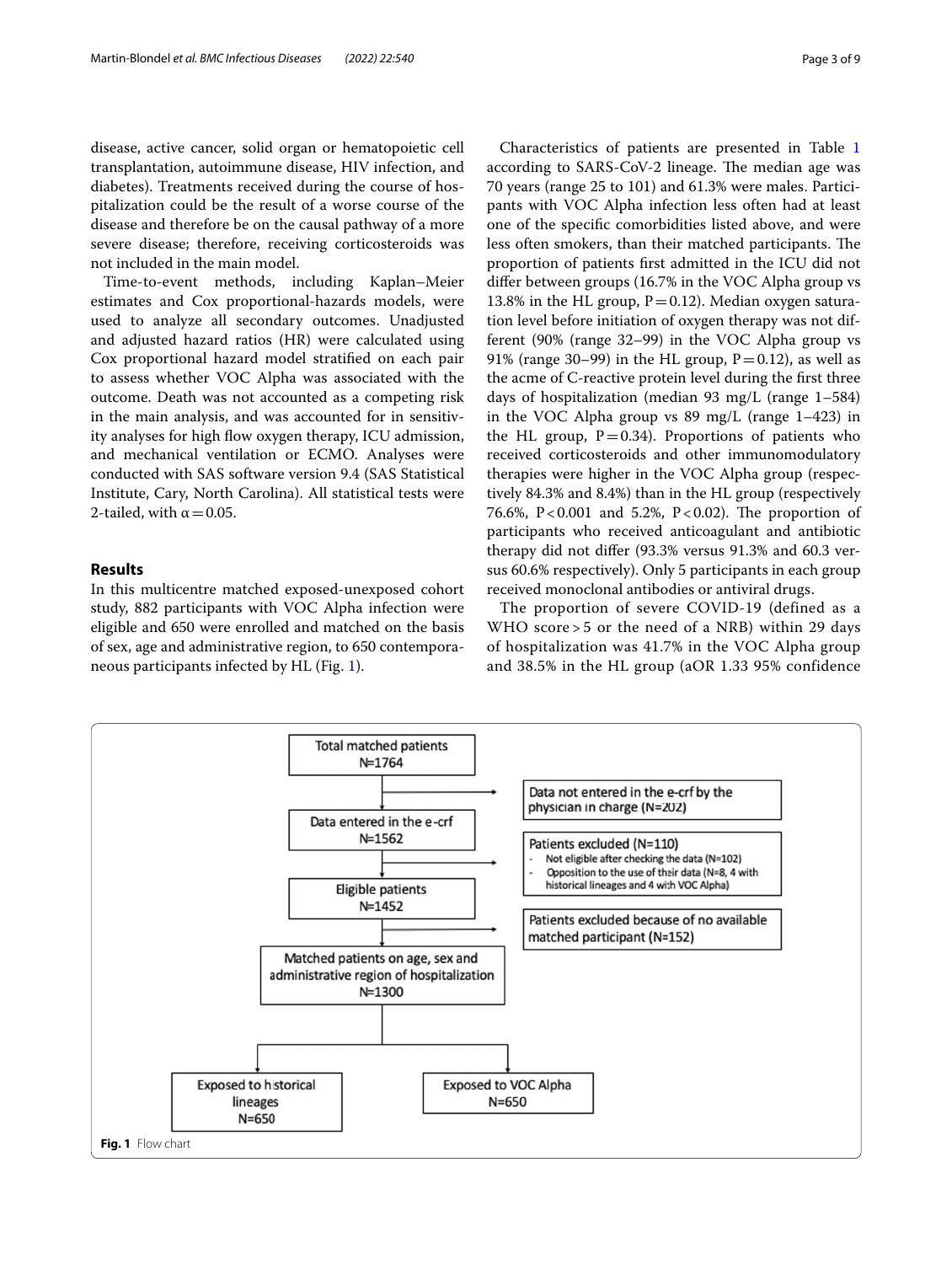disease, active cancer, solid organ or hematopoietic cell transplantation, autoimmune disease, HIV infection, and diabetes). Treatments received during the course of hospitalization could be the result of a worse course of the disease and therefore be on the causal pathway of a more severe disease; therefore, receiving corticosteroids was not included in the main model.

Time-to-event methods, including Kaplan–Meier estimates and Cox proportional-hazards models, were used to analyze all secondary outcomes. Unadjusted and adjusted hazard ratios (HR) were calculated using Cox proportional hazard model stratified on each pair to assess whether VOC Alpha was associated with the outcome. Death was not accounted as a competing risk in the main analysis, and was accounted for in sensitivity analyses for high flow oxygen therapy, ICU admission, and mechanical ventilation or ECMO. Analyses were conducted with SAS software version 9.4 (SAS Statistical Institute, Cary, North Carolina). All statistical tests were 2-tailed, with $\alpha = 0.05$.

## Results

In this multicentre matched exposed-unexposed cohort study, 882 participants with VOC Alpha infection were eligible and 650 were enrolled and matched on the basis of sex, age and administrative region, to 650 contemporaneous participants infected by HL (Fig. 1).

Characteristics of patients are presented in Table 1 according to SARS-CoV-2 lineage. The median age was 70 years (range 25 to 101) and 61.3% were males. Participants with VOC Alpha infection less often had at least one of the specific comorbidities listed above, and were less often smokers, than their matched participants. The proportion of patients first admitted in the ICU did not differ between groups (16.7% in the VOC Alpha group vs 13.8% in the HL group, $P = 0.12$). Median oxygen saturation level before initiation of oxygen therapy was not different (90% (range 32–99) in the VOC Alpha group vs 91% (range 30–99) in the HL group, $P = 0.12$), as well as the acme of C-reactive protein level during the first three days of hospitalization (median 93 mg/L (range 1–584) in the VOC Alpha group vs 89 mg/L (range 1–423) in the HL group, $P = 0.34$). Proportions of patients who received corticosteroids and other immunomodulatory therapies were higher in the VOC Alpha group (respectively 84.3% and 8.4%) than in the HL group (respectively 76.6%, $P < 0.001$ and 5.2%, $P < 0.02$). The proportion of participants who received anticoagulant and antibiotic therapy did not differ (93.3% versus 91.3% and 60.3 versus 60.6% respectively). Only 5 participants in each group received monoclonal antibodies or antiviral drugs.

The proportion of severe COVID-19 (defined as a WHO score > 5 or the need of a NRB) within 29 days of hospitalization was 41.7% in the VOC Alpha group and 38.5% in the HL group (aOR 1.33 95% confidence

Total matched patients N=1764 → Data not entered in the e-crf by the physician in charge (N=202)

Data entered in the e-crf N=1562 → Patients excluded (N=110)
- Not eligible after checking the data (N=102)
- Opposition to the use of their data (N=8, 4 with historical lineages and 4 with VOC Alpha)

Eligible patients N=1452 → Patients excluded because of no available matched participant (N=152)

Matched patients on age, sex and administrative region of hospitalization N=1300

Exposed to historical lineages N=650 | Exposed to VOC Alpha N=650

**Fig. 1** Flow chart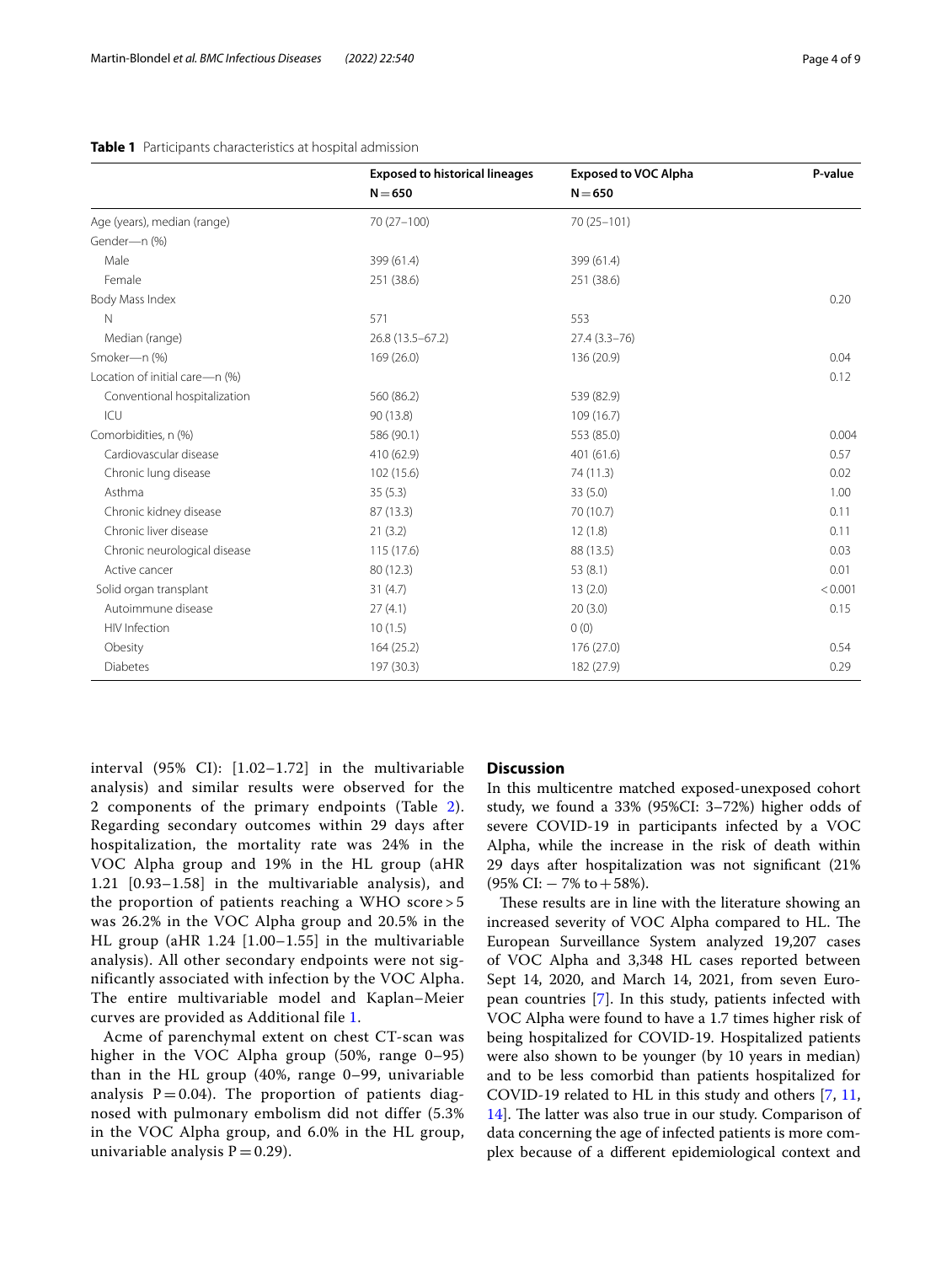**Table 1** Participants characteristics at hospital admission

| | Exposed to historical lineages N = 650 | Exposed to VOC Alpha N = 650 | P-value |
|---|---|---|---|
| Age (years), median (range) | 70 (27–100) | 70 (25–101) | |
| Gender—n (%) | | | |
| Male | 399 (61.4) | 399 (61.4) | |
| Female | 251 (38.6) | 251 (38.6) | |
| Body Mass Index | | | 0.20 |
| N | 571 | 553 | |
| Median (range) | 26.8 (13.5–67.2) | 27.4 (3.3–76) | |
| Smoker—n (%) | 169 (26.0) | 136 (20.9) | 0.04 |
| Location of initial care—n (%) | | | 0.12 |
| Conventional hospitalization | 560 (86.2) | 539 (82.9) | |
| ICU | 90 (13.8) | 109 (16.7) | |
| Comorbidities, n (%) | 586 (90.1) | 553 (85.0) | 0.004 |
| Cardiovascular disease | 410 (62.9) | 401 (61.6) | 0.57 |
| Chronic lung disease | 102 (15.6) | 74 (11.3) | 0.02 |
| Asthma | 35 (5.3) | 33 (5.0) | 1.00 |
| Chronic kidney disease | 87 (13.3) | 70 (10.7) | 0.11 |
| Chronic liver disease | 21 (3.2) | 12 (1.8) | 0.11 |
| Chronic neurological disease | 115 (17.6) | 88 (13.5) | 0.03 |
| Active cancer | 80 (12.3) | 53 (8.1) | 0.01 |
| Solid organ transplant | 31 (4.7) | 13 (2.0) | < 0.001 |
| Autoimmune disease | 27 (4.1) | 20 (3.0) | 0.15 |
| HIV Infection | 10 (1.5) | 0 (0) | |
| Obesity | 164 (25.2) | 176 (27.0) | 0.54 |
| Diabetes | 197 (30.3) | 182 (27.9) | 0.29 |

interval (95% CI): [1.02–1.72] in the multivariable analysis) and similar results were observed for the 2 components of the primary endpoints (Table 2). Regarding secondary outcomes within 29 days after hospitalization, the mortality rate was 24% in the VOC Alpha group and 19% in the HL group (aHR 1.21 [0.93–1.58] in the multivariable analysis), and the proportion of patients reaching a WHO score > 5 was 26.2% in the VOC Alpha group and 20.5% in the HL group (aHR 1.24 [1.00–1.55] in the multivariable analysis). All other secondary endpoints were not significantly associated with infection by the VOC Alpha. The entire multivariable model and Kaplan–Meier curves are provided as Additional file 1.

Acme of parenchymal extent on chest CT-scan was higher in the VOC Alpha group (50%, range 0–95) than in the HL group (40%, range 0–99, univariable analysis P = 0.04). The proportion of patients diagnosed with pulmonary embolism did not differ (5.3% in the VOC Alpha group, and 6.0% in the HL group, univariable analysis P = 0.29).

## Discussion

In this multicentre matched exposed-unexposed cohort study, we found a 33% (95%CI: 3–72%) higher odds of severe COVID-19 in participants infected by a VOC Alpha, while the increase in the risk of death within 29 days after hospitalization was not significant (21% (95% CI: − 7% to + 58%).

These results are in line with the literature showing an increased severity of VOC Alpha compared to HL. The European Surveillance System analyzed 19,207 cases of VOC Alpha and 3,348 HL cases reported between Sept 14, 2020, and March 14, 2021, from seven European countries [7]. In this study, patients infected with VOC Alpha were found to have a 1.7 times higher risk of being hospitalized for COVID-19. Hospitalized patients were also shown to be younger (by 10 years in median) and to be less comorbid than patients hospitalized for COVID-19 related to HL in this study and others [7, 11, 14]. The latter was also true in our study. Comparison of data concerning the age of infected patients is more complex because of a different epidemiological context and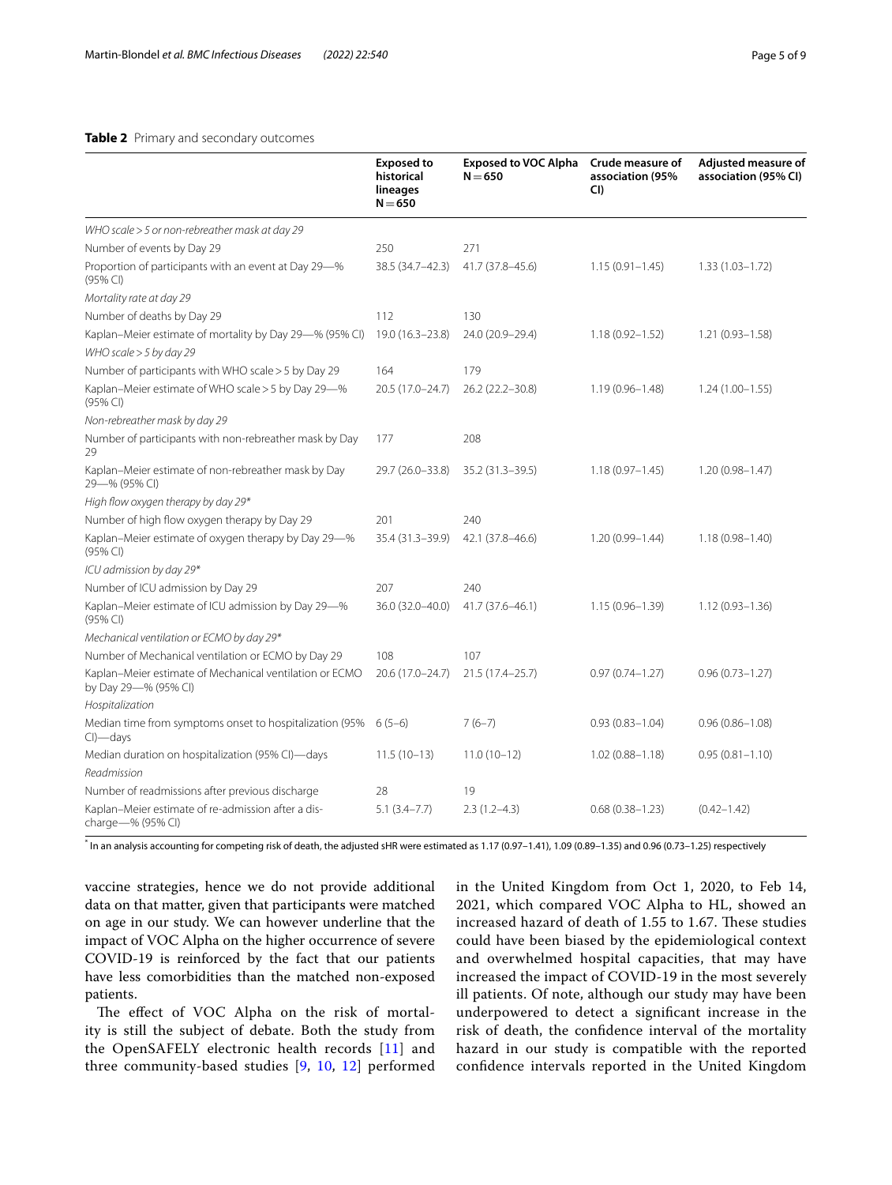**Table 2** Primary and secondary outcomes

| | Exposed to historical lineages N = 650 | Exposed to VOC Alpha N = 650 | Crude measure of association (95% CI) | Adjusted measure of association (95% CI) |
|---|---|---|---|---|
| *WHO scale > 5 or non-rebreather mask at day 29* | | | | |
| Number of events by Day 29 | 250 | 271 | | |
| Proportion of participants with an event at Day 29—% (95% CI) | 38.5 (34.7–42.3) | 41.7 (37.8–45.6) | 1.15 (0.91–1.45) | 1.33 (1.03–1.72) |
| *Mortality rate at day 29* | | | | |
| Number of deaths by Day 29 | 112 | 130 | | |
| Kaplan–Meier estimate of mortality by Day 29—% (95% CI) | 19.0 (16.3–23.8) | 24.0 (20.9–29.4) | 1.18 (0.92–1.52) | 1.21 (0.93–1.58) |
| *WHO scale > 5 by day 29* | | | | |
| Number of participants with WHO scale > 5 by Day 29 | 164 | 179 | | |
| Kaplan–Meier estimate of WHO scale > 5 by Day 29—% (95% CI) | 20.5 (17.0–24.7) | 26.2 (22.2–30.8) | 1.19 (0.96–1.48) | 1.24 (1.00–1.55) |
| *Non-rebreather mask by day 29* | | | | |
| Number of participants with non-rebreather mask by Day 29 | 177 | 208 | | |
| Kaplan–Meier estimate of non-rebreather mask by Day 29—% (95% CI) | 29.7 (26.0–33.8) | 35.2 (31.3–39.5) | 1.18 (0.97–1.45) | 1.20 (0.98–1.47) |
| *High flow oxygen therapy by day 29** | | | | |
| Number of high flow oxygen therapy by Day 29 | 201 | 240 | | |
| Kaplan–Meier estimate of oxygen therapy by Day 29—% (95% CI) | 35.4 (31.3–39.9) | 42.1 (37.8–46.6) | 1.20 (0.99–1.44) | 1.18 (0.98–1.40) |
| *ICU admission by day 29** | | | | |
| Number of ICU admission by Day 29 | 207 | 240 | | |
| Kaplan–Meier estimate of ICU admission by Day 29—% (95% CI) | 36.0 (32.0–40.0) | 41.7 (37.6–46.1) | 1.15 (0.96–1.39) | 1.12 (0.93–1.36) |
| *Mechanical ventilation or ECMO by day 29** | | | | |
| Number of Mechanical ventilation or ECMO by Day 29 | 108 | 107 | | |
| Kaplan–Meier estimate of Mechanical ventilation or ECMO by Day 29—% (95% CI) | 20.6 (17.0–24.7) | 21.5 (17.4–25.7) | 0.97 (0.74–1.27) | 0.96 (0.73–1.27) |
| *Hospitalization* | | | | |
| Median time from symptoms onset to hospitalization (95% CI)—days | 6 (5–6) | 7 (6–7) | 0.93 (0.83–1.04) | 0.96 (0.86–1.08) |
| Median duration on hospitalization (95% CI)—days | 11.5 (10–13) | 11.0 (10–12) | 1.02 (0.88–1.18) | 0.95 (0.81–1.10) |
| *Readmission* | | | | |
| Number of readmissions after previous discharge | 28 | 19 | | |
| Kaplan–Meier estimate of re-admission after a discharge—% (95% CI) | 5.1 (3.4–7.7) | 2.3 (1.2–4.3) | 0.68 (0.38–1.23) | (0.42–1.42) |

* In an analysis accounting for competing risk of death, the adjusted sHR were estimated as 1.17 (0.97–1.41), 1.09 (0.89–1.35) and 0.96 (0.73–1.25) respectively

vaccine strategies, hence we do not provide additional data on that matter, given that participants were matched on age in our study. We can however underline that the impact of VOC Alpha on the higher occurrence of severe COVID-19 is reinforced by the fact that our patients have less comorbidities than the matched non-exposed patients.

The effect of VOC Alpha on the risk of mortality is still the subject of debate. Both the study from the OpenSAFELY electronic health records [11] and three community-based studies [9, 10, 12] performed in the United Kingdom from Oct 1, 2020, to Feb 14, 2021, which compared VOC Alpha to HL, showed an increased hazard of death of 1.55 to 1.67. These studies could have been biased by the epidemiological context and overwhelmed hospital capacities, that may have increased the impact of COVID-19 in the most severely ill patients. Of note, although our study may have been underpowered to detect a significant increase in the risk of death, the confidence interval of the mortality hazard in our study is compatible with the reported confidence intervals reported in the United Kingdom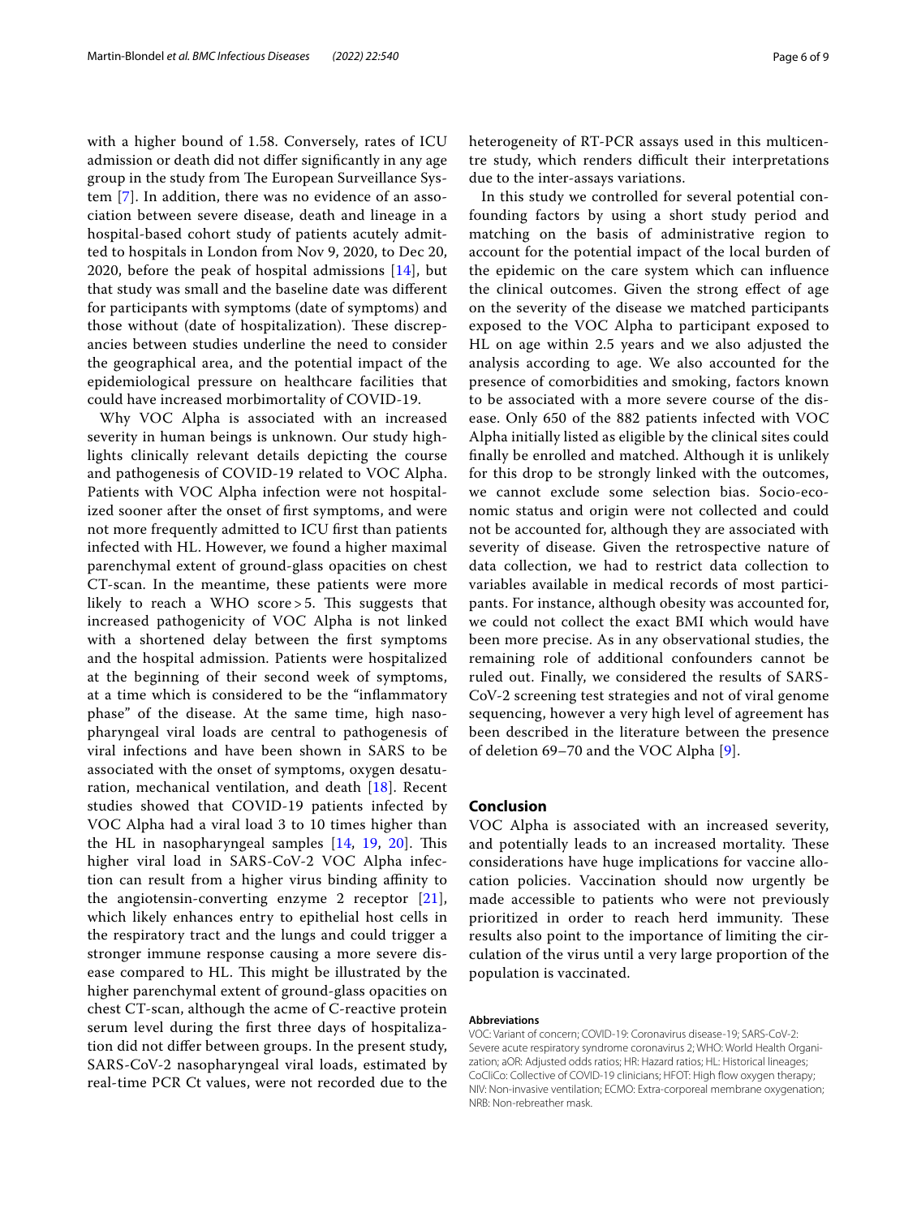with a higher bound of 1.58. Conversely, rates of ICU admission or death did not differ significantly in any age group in the study from The European Surveillance System [7]. In addition, there was no evidence of an association between severe disease, death and lineage in a hospital-based cohort study of patients acutely admitted to hospitals in London from Nov 9, 2020, to Dec 20, 2020, before the peak of hospital admissions [14], but that study was small and the baseline date was different for participants with symptoms (date of symptoms) and those without (date of hospitalization). These discrepancies between studies underline the need to consider the geographical area, and the potential impact of the epidemiological pressure on healthcare facilities that could have increased morbimortality of COVID-19.

Why VOC Alpha is associated with an increased severity in human beings is unknown. Our study highlights clinically relevant details depicting the course and pathogenesis of COVID-19 related to VOC Alpha. Patients with VOC Alpha infection were not hospitalized sooner after the onset of first symptoms, and were not more frequently admitted to ICU first than patients infected with HL. However, we found a higher maximal parenchymal extent of ground-glass opacities on chest CT-scan. In the meantime, these patients were more likely to reach a WHO score > 5. This suggests that increased pathogenicity of VOC Alpha is not linked with a shortened delay between the first symptoms and the hospital admission. Patients were hospitalized at the beginning of their second week of symptoms, at a time which is considered to be the "inflammatory phase" of the disease. At the same time, high nasopharyngeal viral loads are central to pathogenesis of viral infections and have been shown in SARS to be associated with the onset of symptoms, oxygen desaturation, mechanical ventilation, and death [18]. Recent studies showed that COVID-19 patients infected by VOC Alpha had a viral load 3 to 10 times higher than the HL in nasopharyngeal samples [14, 19, 20]. This higher viral load in SARS-CoV-2 VOC Alpha infection can result from a higher virus binding affinity to the angiotensin-converting enzyme 2 receptor [21], which likely enhances entry to epithelial host cells in the respiratory tract and the lungs and could trigger a stronger immune response causing a more severe disease compared to HL. This might be illustrated by the higher parenchymal extent of ground-glass opacities on chest CT-scan, although the acme of C-reactive protein serum level during the first three days of hospitalization did not differ between groups. In the present study, SARS-CoV-2 nasopharyngeal viral loads, estimated by real-time PCR Ct values, were not recorded due to the heterogeneity of RT-PCR assays used in this multicentre study, which renders difficult their interpretations due to the inter-assays variations.

In this study we controlled for several potential confounding factors by using a short study period and matching on the basis of administrative region to account for the potential impact of the local burden of the epidemic on the care system which can influence the clinical outcomes. Given the strong effect of age on the severity of the disease we matched participants exposed to the VOC Alpha to participant exposed to HL on age within 2.5 years and we also adjusted the analysis according to age. We also accounted for the presence of comorbidities and smoking, factors known to be associated with a more severe course of the disease. Only 650 of the 882 patients infected with VOC Alpha initially listed as eligible by the clinical sites could finally be enrolled and matched. Although it is unlikely for this drop to be strongly linked with the outcomes, we cannot exclude some selection bias. Socio-economic status and origin were not collected and could not be accounted for, although they are associated with severity of disease. Given the retrospective nature of data collection, we had to restrict data collection to variables available in medical records of most participants. For instance, although obesity was accounted for, we could not collect the exact BMI which would have been more precise. As in any observational studies, the remaining role of additional confounders cannot be ruled out. Finally, we considered the results of SARS-CoV-2 screening test strategies and not of viral genome sequencing, however a very high level of agreement has been described in the literature between the presence of deletion 69–70 and the VOC Alpha [9].

## Conclusion

VOC Alpha is associated with an increased severity, and potentially leads to an increased mortality. These considerations have huge implications for vaccine allocation policies. Vaccination should now urgently be made accessible to patients who were not previously prioritized in order to reach herd immunity. These results also point to the importance of limiting the circulation of the virus until a very large proportion of the population is vaccinated.

#### Abbreviations

VOC: Variant of concern; COVID-19: Coronavirus disease-19; SARS-CoV-2: Severe acute respiratory syndrome coronavirus 2; WHO: World Health Organization; aOR: Adjusted odds ratios; HR: Hazard ratios; HL: Historical lineages; CoCliCo: Collective of COVID-19 clinicians; HFOT: High flow oxygen therapy; NIV: Non-invasive ventilation; ECMO: Extra-corporeal membrane oxygenation; NRB: Non-rebreather mask.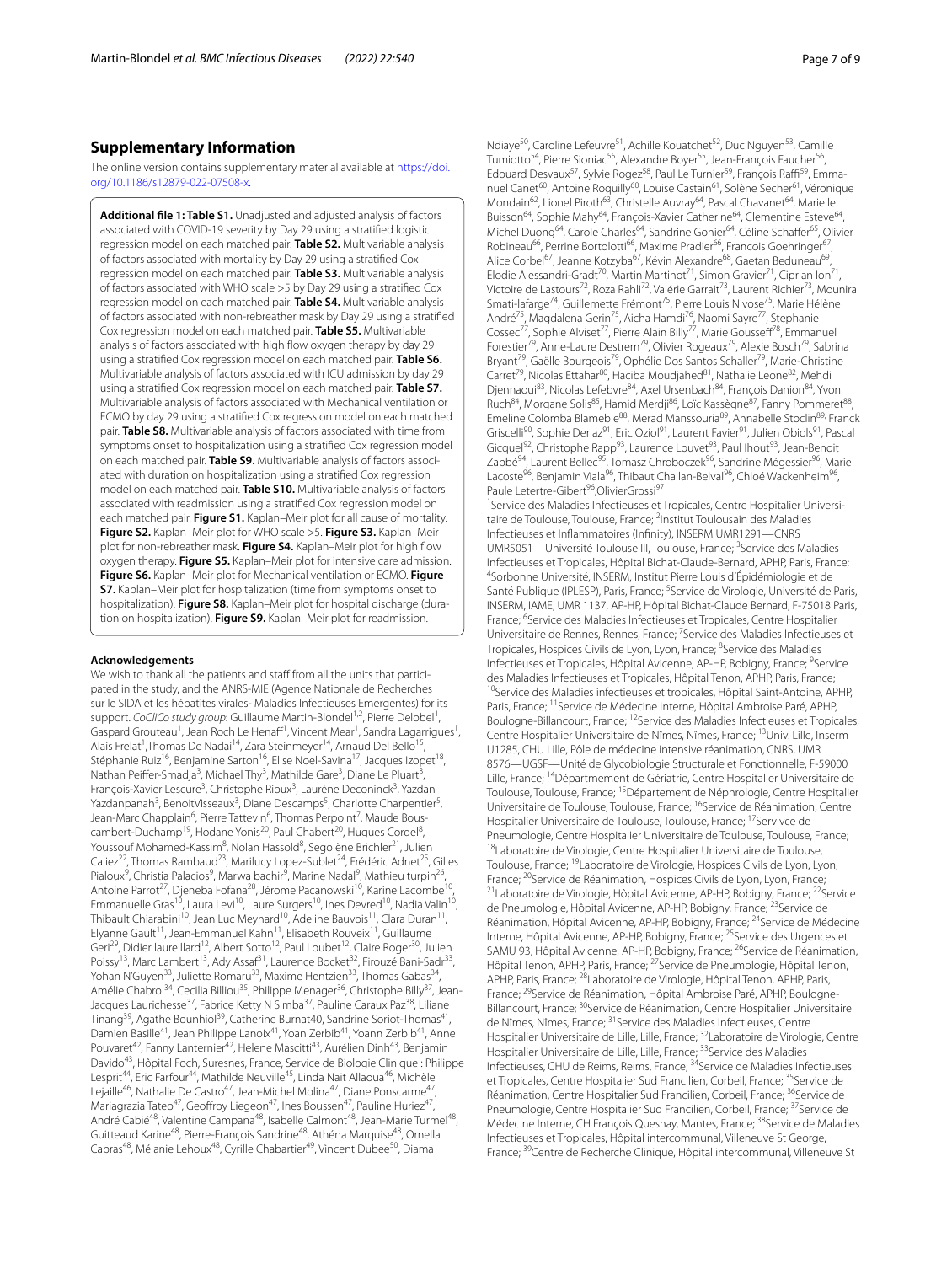## Supplementary Information

The online version contains supplementary material available at https://doi.org/10.1186/s12879-022-07508-x.

**Additional file 1: Table S1.** Unadjusted and adjusted analysis of factors associated with COVID-19 severity by Day 29 using a stratified logistic regression model on each matched pair. **Table S2.** Multivariable analysis of factors associated with mortality by Day 29 using a stratified Cox regression model on each matched pair. **Table S3.** Multivariable analysis of factors associated with WHO scale >5 by Day 29 using a stratified Cox regression model on each matched pair. **Table S4.** Multivariable analysis of factors associated with non-rebreather mask by Day 29 using a stratified Cox regression model on each matched pair. **Table S5.** Multivariable analysis of factors associated with high flow oxygen therapy by day 29 using a stratified Cox regression model on each matched pair. **Table S6.** Multivariable analysis of factors associated with ICU admission by day 29 using a stratified Cox regression model on each matched pair. **Table S7.** Multivariable analysis of factors associated with Mechanical ventilation or ECMO by day 29 using a stratified Cox regression model on each matched pair. **Table S8.** Multivariable analysis of factors associated with time from symptoms onset to hospitalization using a stratified Cox regression model on each matched pair. **Table S9.** Multivariable analysis of factors associated with duration on hospitalization using a stratified Cox regression model on each matched pair. **Table S10.** Multivariable analysis of factors associated with readmission using a stratified Cox regression model on each matched pair. **Figure S1.** Kaplan–Meir plot for all cause of mortality. **Figure S2.** Kaplan–Meir plot for WHO scale >5. **Figure S3.** Kaplan–Meir plot for non-rebreather mask. **Figure S4.** Kaplan–Meir plot for high flow oxygen therapy. **Figure S5.** Kaplan–Meir plot for intensive care admission. **Figure S6.** Kaplan–Meir plot for Mechanical ventilation or ECMO. **Figure S7.** Kaplan–Meir plot for hospitalization (time from symptoms onset to hospitalization). **Figure S8.** Kaplan–Meir plot for hospital discharge (duration on hospitalization). **Figure S9.** Kaplan–Meir plot for readmission.

#### Acknowledgements

We wish to thank all the patients and staff from all the units that participated in the study, and the ANRS-MIE (Agence Nationale de Recherches sur le SIDA et les hépatites virales- Maladies Infectieuses Emergentes) for its support. *CoCliCo study group*: Guillaume Martin-Blondel[1,2], Pierre Delobel[1], Gaspard Grouteau[1], Jean Roch Le Henaff[1], Vincent Mear[1], Sandra Lagarrigues[1], Alais Frelat[1],Thomas De Nadai[14], Zara Steinmeyer[14], Arnaud Del Bello[15], Stéphanie Ruiz[16], Benjamine Sarton[16], Elise Noel-Savina[17], Jacques Izopet[18], Nathan Peiffer-Smadja[3], Michael Thy[3], Mathilde Gare[3], Diane Le Pluart[3], François-Xavier Lescure[3], Christophe Rioux[3], Laurène Deconinck[3], Yazdan Yazdanpanah[3], BenoitVisseaux[3], Diane Descamps[5], Charlotte Charpentier[5], Jean-Marc Chapplain[6], Pierre Tattevin[6], Thomas Perpoint[7], Maude Bouscambert-Duchamp[19], Hodane Yonis[20], Paul Chabert[20], Hugues Cordel[8], Youssouf Mohamed-Kassim[8], Nolan Hassold[8], Segolène Brichler[21], Julien Caliez[22], Thomas Rambaud[23], Marilucy Lopez-Sublet[24], Frédéric Adnet[25], Gilles Pialoux[9], Christia Palacios[9], Marwa bachir[9], Marine Nadal[9], Mathieu turpin[26], Antoine Parrot[27], Djeneba Fofana[28], Jérome Pacanowski[10], Karine Lacombe[10], Emmanuelle Gras[10], Laura Levi[10], Laure Surgers[10], Ines Devred[10], Nadia Valin[10], Thibault Chiarabini[10], Jean Luc Meynard[10], Adeline Bauvois[11], Clara Duran[11], Elyanne Gault[11], Jean-Emmanuel Kahn[11], Elisabeth Rouveix[11], Guillaume Geri[29], Didier laureillard[12], Albert Sotto[12], Paul Loubet[12], Claire Roger[30], Julien Poissy[13], Marc Lambert[13], Ady Assaf[31], Laurence Bocket[32], Firouzé Bani-Sadr[33], Yohan N'Guyen[33], Juliette Romaru[33], Maxime Hentzien[33], Thomas Gabas[34], Amélie Chabrol[34], Cecilia Billiou[35], Philippe Menager[36], Christophe Billy[37], Jean-Jacques Laurichesse[37], Fabrice Ketty N Simba[37], Pauline Caraux Paz[38], Liliane Tinang[39], Agathe Bounhiol[39], Catherine Burnat40, Sandrine Soriot-Thomas[41], Damien Basille[41], Jean Philippe Lanoix[41], Yoan Zerbib[41], Yoann Zerbib[41], Anne Pouvaret[42], Fanny Lanternier[42], Helene Mascitti[43], Aurélien Dinh[43], Benjamin Davido[43], Hôpital Foch, Suresnes, France, Service de Biologie Clinique : Philippe Lesprit[44], Eric Farfour[44], Mathilde Neuville[45], Linda Nait Allaoua[46], Michèle Lejaille[46], Nathalie De Castro[47], Jean-Michel Molina[47], Diane Ponscarme[47], Mariagrazia Tateo[47], Geoffroy Liegeon[47], Ines Boussen[47], Pauline Huriez[47], André Cabié[48], Valentine Campana[48], Isabelle Calmont[48], Jean-Marie Turmel[48], Guitteaud Karine[48], Pierre-François Sandrine[48], Athéna Marquise[48], Ornella Cabras[48], Mélanie Lehoux[48], Cyrille Chabartier[49], Vincent Dubee[50], Diama Ndiaye[50], Caroline Lefeuvre[51], Achille Kouatchet[52], Duc Nguyen[53], Camille Tumiotto[54], Pierre Sioniac[55], Alexandre Boyer[55], Jean-François Faucher[56], Edouard Desvaux[57], Sylvie Rogez[58], Paul Le Turnier[59], François Raffi[59], Emmanuel Canet[60], Antoine Roquilly[60], Louise Castain[61], Solène Secher[61], Véronique Mondain[62], Lionel Piroth[63], Christelle Auvray[64], Pascal Chavanet[64], Marielle Buisson[64], Sophie Mahy[64], François-Xavier Catherine[64], Clementine Esteve[64], Michel Duong[64], Carole Charles[64], Sandrine Gohier[64], Céline Schaffer[65], Olivier Robineau[66], Perrine Bortolotti[66], Maxime Pradier[66], Francois Goehringer[67], Alice Corbel[67], Jeanne Kotzyba[67], Kévin Alexandre[68], Gaetan Beduneau[69], Elodie Alessandri-Gradt[70], Martin Martinot[71], Simon Gravier[71], Ciprian Ion[71], Victoire de Lastours[72], Roza Rahli[72], Valérie Garrait[73], Laurent Richier[73], Mounira Smati-lafarge[74], Guillemette Frémont[75], Pierre Louis Nivose[75], Marie Hélène André[75], Magdalena Gerin[75], Aicha Hamdi[76], Naomi Sayre[77], Stephanie Cossec[77], Sophie Alviset[77], Pierre Alain Billy[77], Marie Gousseff[78], Emmanuel Forestier[79], Anne-Laure Destrem[79], Olivier Rogeaux[79], Alexie Bosch[79], Sabrina Bryant[79], Gaëlle Bourgeois[79], Ophélie Dos Santos Schaller[79], Marie-Christine Carret[79], Nicolas Ettahar[80], Haciba Moudjahed[81], Nathalie Leone[82], Mehdi Djennaoui[83], Nicolas Lefebvre[84], Axel Ursenbach[84], François Danion[84], Yvon Ruch[84], Morgane Solis[85], Hamid Merdji[86], Loïc Kassègne[87], Fanny Pommeret[88], Emeline Colomba Blameble[88], Merad Manssouria[89], Annabelle Stoclin[89], Franck Griscelli[90], Sophie Deriaz[91], Eric Oziol[91], Laurent Favier[91], Julien Obiols[91], Pascal Gicquel[92], Christophe Rapp[93], Laurence Louvet[93], Paul Ihout[93], Jean-Benoit Zabbé[94], Laurent Bellec[95], Tomasz Chroboczek[96], Sandrine Mégessier[96], Marie Lacoste[96], Benjamin Viala[96], Thibaut Challan-Belval[96], Chloé Wackenheim[96], Paule Letertre-Gibert[96],OlivierGrossi[97]

[1]Service des Maladies Infectieuses et Tropicales, Centre Hospitalier Universitaire de Toulouse, Toulouse, France; [2]Institut Toulousain des Maladies Infectieuses et Inflammatoires (Infinity), INSERM UMR1291—CNRS UMR5051—Université Toulouse III, Toulouse, France; [3]Service des Maladies Infectieuses et Tropicales, Hôpital Bichat-Claude-Bernard, APHP, Paris, France; [4]Sorbonne Université, INSERM, Institut Pierre Louis d'Épidémiologie et de Santé Publique (IPLESP), Paris, France; [5]Service de Virologie, Université de Paris, INSERM, IAME, UMR 1137, AP-HP, Hôpital Bichat-Claude Bernard, F-75018 Paris, France; [6]Service des Maladies Infectieuses et Tropicales, Centre Hospitalier Universitaire de Rennes, Rennes, France; [7]Service des Maladies Infectieuses et Tropicales, Hospices Civils de Lyon, Lyon, France; [8]Service des Maladies Infectieuses et Tropicales, Hôpital Avicenne, AP-HP, Bobigny, France; [9]Service des Maladies Infectieuses et Tropicales, Hôpital Tenon, APHP, Paris, France; [10]Service des Maladies infectieuses et tropicales, Hôpital Saint-Antoine, APHP, Paris, France; [11]Service de Médecine Interne, Hôpital Ambroise Paré, APHP, Boulogne-Billancourt, France; [12]Service des Maladies Infectieuses et Tropicales, Centre Hospitalier Universitaire de Nîmes, Nîmes, France; [13]Univ. Lille, Inserm U1285, CHU Lille, Pôle de médecine intensive réanimation, CNRS, UMR 8576—UGSF—Unité de Glycobiologie Structurale et Fonctionnelle, F-59000 Lille, France; [14]Département de Gériatrie, Centre Hospitalier Universitaire de Toulouse, Toulouse, France; [15]Département de Néphrologie, Centre Hospitalier Universitaire de Toulouse, Toulouse, France; [16]Service de Réanimation, Centre Hospitalier Universitaire de Toulouse, Toulouse, France; [17]Servivce de Pneumologie, Centre Hospitalier Universitaire de Toulouse, Toulouse, France; [18]Laboratoire de Virologie, Centre Hospitalier Universitaire de Toulouse, Toulouse, France; [19]Laboratoire de Virologie, Hospices Civils de Lyon, Lyon, France; [20]Service de Réanimation, Hospices Civils de Lyon, Lyon, France; [21]Laboratoire de Virologie, Hôpital Avicenne, AP-HP, Bobigny, France; [22]Service de Pneumologie, Hôpital Avicenne, AP-HP, Bobigny, France; [23]Service de Réanimation, Hôpital Avicenne, AP-HP, Bobigny, France; [24]Service de Médecine Interne, Hôpital Avicenne, AP-HP, Bobigny, France; [25]Service des Urgences et SAMU 93, Hôpital Avicenne, AP-HP, Bobigny, France; [26]Service de Réanimation, Hôpital Tenon, APHP, Paris, France; [27]Service de Pneumologie, Hôpital Tenon, APHP, Paris, France; [28]Laboratoire de Virologie, Hôpital Tenon, APHP, Paris, France; [29]Service de Réanimation, Hôpital Ambroise Paré, APHP, Boulogne-Billancourt, France; [30]Service de Réanimation, Centre Hospitalier Universitaire de Nîmes, Nîmes, France; [31]Service des Maladies Infectieuses, Centre Hospitalier Universitaire de Lille, Lille, France; [32]Laboratoire de Virologie, Centre Hospitalier Universitaire de Lille, Lille, France; [33]Service des Maladies Infectieuses, CHU de Reims, Reims, France; [34]Service de Maladies Infectieuses et Tropicales, Centre Hospitalier Sud Francilien, Corbeil, France; [35]Service de Réanimation, Centre Hospitalier Sud Francilien, Corbeil, France; [36]Service de Pneumologie, Centre Hospitalier Sud Francilien, Corbeil, France; [37]Service de Médecine Interne, CH François Quesnay, Mantes, France; [38]Service de Maladies Infectieuses et Tropicales, Hôpital intercommunal, Villeneuve St George, France; [39]Centre de Recherche Clinique, Hôpital intercommunal, Villeneuve St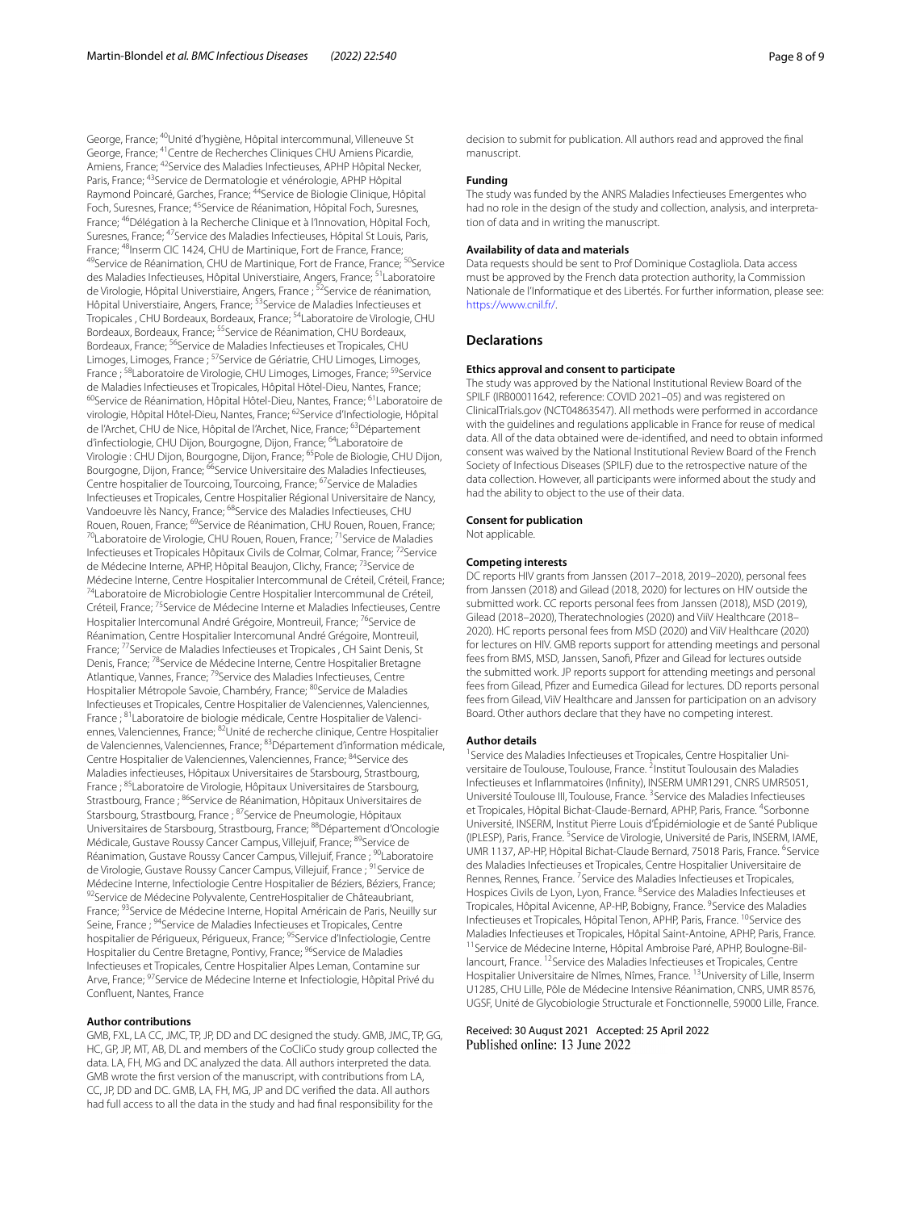George, France; [40]Unité d'hygiène, Hôpital intercommunal, Villeneuve St George, France; [41]Centre de Recherches Cliniques CHU Amiens Picardie, Amiens, France; [42]Service des Maladies Infectieuses, APHP Hôpital Necker, Paris, France; [43]Service de Dermatologie et vénérologie, APHP Hôpital Raymond Poincaré, Garches, France; [44]Service de Biologie Clinique, Hôpital Foch, Suresnes, France; [45]Service de Réanimation, Hôpital Foch, Suresnes, France; [46]Délégation à la Recherche Clinique et à l'Innovation, Hôpital Foch, Suresnes, France; [47]Service des Maladies Infectieuses, Hôpital St Louis, Paris, France; [48]Inserm CIC 1424, CHU de Martinique, Fort de France, France; [49]Service de Réanimation, CHU de Martinique, Fort de France, France; [50]Service des Maladies Infectieuses, Hôpital Universtiaire, Angers, France; [51]Laboratoire de Virologie, Hôpital Universtiaire, Angers, France ; [52]Service de réanimation, Hôpital Universtiaire, Angers, France; [53]Service de Maladies Infectieuses et Tropicales , CHU Bordeaux, Bordeaux, France; [54]Laboratoire de Virologie, CHU Bordeaux, Bordeaux, France; [55]Service de Réanimation, CHU Bordeaux, Bordeaux, France; [56]Service de Maladies Infectieuses et Tropicales, CHU Limoges, Limoges, France ; [57]Service de Gériatrie, CHU Limoges, Limoges, France ; [58]Laboratoire de Virologie, CHU Limoges, Limoges, France; [59]Service de Maladies Infectieuses et Tropicales, Hôpital Hôtel-Dieu, Nantes, France; [60]Service de Réanimation, Hôpital Hôtel-Dieu, Nantes, France; [61]Laboratoire de virologie, Hôpital Hôtel-Dieu, Nantes, France; [62]Service d'Infectiologie, Hôpital de l'Archet, CHU de Nice, Hôpital de l'Archet, Nice, France; [63]Département d'infectiologie, CHU Dijon, Bourgogne, Dijon, France; [64]Laboratoire de Virologie : CHU Dijon, Bourgogne, Dijon, France; [65]Pole de Biologie, CHU Dijon, Bourgogne, Dijon, France; [66]Service Universitaire des Maladies Infectieuses, Centre hospitalier de Tourcoing, Tourcoing, France; [67]Service de Maladies Infectieuses et Tropicales, Centre Hospitalier Régional Universitaire de Nancy, Vandoeuvre lès Nancy, France; [68]Service des Maladies Infectieuses, CHU Rouen, Rouen, France; [69]Service de Réanimation, CHU Rouen, Rouen, France; [70]Laboratoire de Virologie, CHU Rouen, Rouen, France; [71]Service de Maladies Infectieuses et Tropicales Hôpitaux Civils de Colmar, Colmar, France; [72]Service de Médecine Interne, APHP, Hôpital Beaujon, Clichy, France; [73]Service de Médecine Interne, Centre Hospitalier Intercommunal de Créteil, Créteil, France; [74]Laboratoire de Microbiologie Centre Hospitalier Intercommunal de Créteil, Créteil, France; [75]Service de Médecine Interne et Maladies Infectieuses, Centre Hospitalier Intercomunal André Grégoire, Montreuil, France; [76]Service de Réanimation, Centre Hospitalier Intercomunal André Grégoire, Montreuil, France; [77]Service de Maladies Infectieuses et Tropicales , CH Saint Denis, St Denis, France; [78]Service de Médecine Interne, Centre Hospitalier Bretagne Atlantique, Vannes, France; [79]Service des Maladies Infectieuses, Centre Hospitalier Métropole Savoie, Chambéry, France; [80]Service de Maladies Infectieuses et Tropicales, Centre Hospitalier de Valenciennes, Valenciennes, France ; [81]Laboratoire de biologie médicale, Centre Hospitalier de Valenciennes, Valenciennes, France; [82]Unité de recherche clinique, Centre Hospitalier de Valenciennes, Valenciennes, France; [83]Département d'information médicale, Centre Hospitalier de Valenciennes, Valenciennes, France; [84]Service des Maladies infectieuses, Hôpitaux Universitaires de Starsbourg, Strastbourg, France ; [85]Laboratoire de Virologie, Hôpitaux Universitaires de Starsbourg, Strastbourg, France ; [86]Service de Réanimation, Hôpitaux Universitaires de Starsbourg, Strastbourg, France ; [87]Service de Pneumologie, Hôpitaux Universitaires de Starsbourg, Strastbourg, France; [88]Département d'Oncologie Médicale, Gustave Roussy Cancer Campus, Villejuif, France; [89]Service de Réanimation, Gustave Roussy Cancer Campus, Villejuif, France ; [90]Laboratoire de Virologie, Gustave Roussy Cancer Campus, Villejuif, France ; [91]Service de Médecine Interne, Infectiologie Centre Hospitalier de Béziers, Béziers, France; [92]Service de Médecine Polyvalente, CentreHospitalier de Châteaubriant, France; [93]Service de Médecine Interne, Hopital Américain de Paris, Neuilly sur Seine, France ; [94]Service de Maladies Infectieuses et Tropicales, Centre hospitalier de Périgueux, Périgueux, France; [95]Service d'Infectiologie, Centre Hospitalier du Centre Bretagne, Pontivy, France; [96]Service de Maladies Infectieuses et Tropicales, Centre Hospitalier Alpes Leman, Contamine sur Arve, France; [97]Service de Médecine Interne et Infectiologie, Hôpital Privé du Confluent, Nantes, France

### Author contributions

GMB, FXL, LA CC, JMC, TP, JP, DD and DC designed the study. GMB, JMC, TP, GG, HC, GP, JP, MT, AB, DL and members of the CoCliCo study group collected the data. LA, FH, MG and DC analyzed the data. All authors interpreted the data. GMB wrote the first version of the manuscript, with contributions from LA, CC, JP, DD and DC. GMB, LA, FH, MG, JP and DC verified the data. All authors had full access to all the data in the study and had final responsibility for the decision to submit for publication. All authors read and approved the final manuscript.

### Funding

The study was funded by the ANRS Maladies Infectieuses Emergentes who had no role in the design of the study and collection, analysis, and interpretation of data and in writing the manuscript.

### Availability of data and materials

Data requests should be sent to Prof Dominique Costagliola. Data access must be approved by the French data protection authority, la Commission Nationale de l'Informatique et des Libertés. For further information, please see: https://www.cnil.fr/.

## Declarations

### Ethics approval and consent to participate

The study was approved by the National Institutional Review Board of the SPILF (IRB00011642, reference: COVID 2021–05) and was registered on ClinicalTrials.gov (NCT04863547). All methods were performed in accordance with the guidelines and regulations applicable in France for reuse of medical data. All of the data obtained were de-identified, and need to obtain informed consent was waived by the National Institutional Review Board of the French Society of Infectious Diseases (SPILF) due to the retrospective nature of the data collection. However, all participants were informed about the study and had the ability to object to the use of their data.

### Consent for publication

Not applicable.

### Competing interests

DC reports HIV grants from Janssen (2017–2018, 2019–2020), personal fees from Janssen (2018) and Gilead (2018, 2020) for lectures on HIV outside the submitted work. CC reports personal fees from Janssen (2018), MSD (2019), Gilead (2018–2020), Theratechnologies (2020) and ViiV Healthcare (2018–2020). HC reports personal fees from MSD (2020) and ViiV Healthcare (2020) for lectures on HIV. GMB reports support for attending meetings and personal fees from BMS, MSD, Janssen, Sanofi, Pfizer and Gilead for lectures outside the submitted work. JP reports support for attending meetings and personal fees from Gilead, Pfizer and Eumedica Gilead for lectures. DD reports personal fees from Gilead, ViiV Healthcare and Janssen for participation on an advisory Board. Other authors declare that they have no competing interest.

### Author details

[1]Service des Maladies Infectieuses et Tropicales, Centre Hospitalier Universitaire de Toulouse, Toulouse, France. [2]Institut Toulousain des Maladies Infectieuses et Inflammatoires (Infinity), INSERM UMR1291, CNRS UMR5051, Université Toulouse III, Toulouse, France. [3]Service des Maladies Infectieuses et Tropicales, Hôpital Bichat-Claude-Bernard, APHP, Paris, France. [4]Sorbonne Université, INSERM, Institut Pierre Louis d'Épidémiologie et de Santé Publique (IPLESP), Paris, France. [5]Service de Virologie, Université de Paris, INSERM, IAME, UMR 1137, AP-HP, Hôpital Bichat-Claude Bernard, 75018 Paris, France. [6]Service des Maladies Infectieuses et Tropicales, Centre Hospitalier Universitaire de Rennes, Rennes, France. [7]Service des Maladies Infectieuses et Tropicales, Hospices Civils de Lyon, Lyon, France. [8]Service des Maladies Infectieuses et Tropicales, Hôpital Avicenne, AP-HP, Bobigny, France. [9]Service des Maladies Infectieuses et Tropicales, Hôpital Tenon, APHP, Paris, France. [10]Service des Maladies Infectieuses et Tropicales, Hôpital Saint-Antoine, APHP, Paris, France. [11]Service de Médecine Interne, Hôpital Ambroise Paré, APHP, Boulogne-Billancourt, France. [12]Service des Maladies Infectieuses et Tropicales, Centre Hospitalier Universitaire de Nîmes, Nîmes, France. [13]University of Lille, Inserm U1285, CHU Lille, Pôle de Médecine Intensive Réanimation, CNRS, UMR 8576, UGSF, Unité de Glycobiologie Structurale et Fonctionnelle, 59000 Lille, France.

Received: 30 August 2021 Accepted: 25 April 2022
Published online: 13 June 2022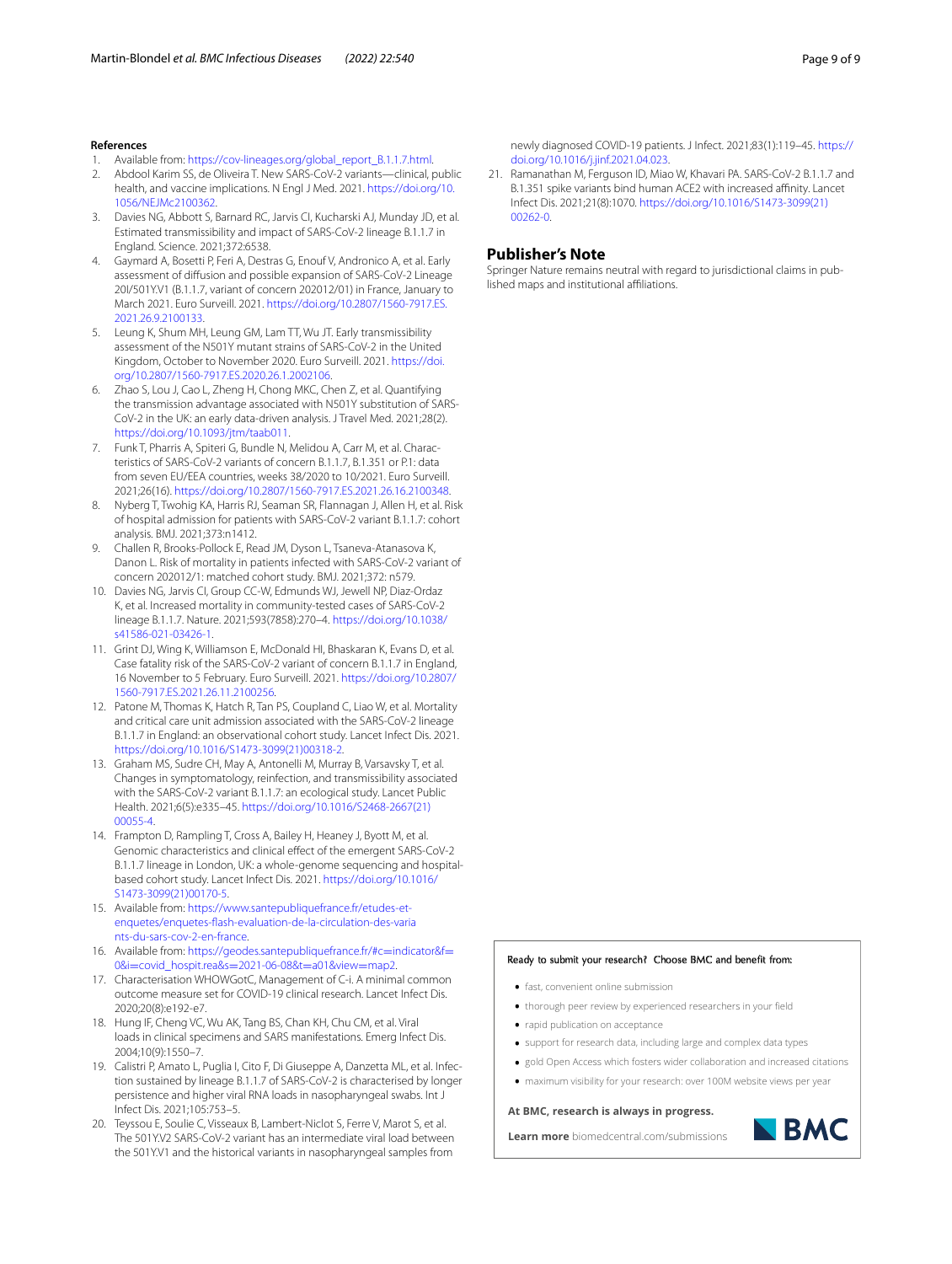## References

1. Available from: https://cov-lineages.org/global_report_B.1.1.7.html.
2. Abdool Karim SS, de Oliveira T. New SARS-CoV-2 variants—clinical, public health, and vaccine implications. N Engl J Med. 2021. https://doi.org/10.1056/NEJMc2100362.
3. Davies NG, Abbott S, Barnard RC, Jarvis CI, Kucharski AJ, Munday JD, et al. Estimated transmissibility and impact of SARS-CoV-2 lineage B.1.1.7 in England. Science. 2021;372:6538.
4. Gaymard A, Bosetti P, Feri A, Destras G, Enouf V, Andronico A, et al. Early assessment of diffusion and possible expansion of SARS-CoV-2 Lineage 20I/501Y.V1 (B.1.1.7, variant of concern 202012/01) in France, January to March 2021. Euro Surveill. 2021. https://doi.org/10.2807/1560-7917.ES.2021.26.9.2100133.
5. Leung K, Shum MH, Leung GM, Lam TT, Wu JT. Early transmissibility assessment of the N501Y mutant strains of SARS-CoV-2 in the United Kingdom, October to November 2020. Euro Surveill. 2021. https://doi.org/10.2807/1560-7917.ES.2020.26.1.2002106.
6. Zhao S, Lou J, Cao L, Zheng H, Chong MKC, Chen Z, et al. Quantifying the transmission advantage associated with N501Y substitution of SARS-CoV-2 in the UK: an early data-driven analysis. J Travel Med. 2021;28(2). https://doi.org/10.1093/jtm/taab011.
7. Funk T, Pharris A, Spiteri G, Bundle N, Melidou A, Carr M, et al. Characteristics of SARS-CoV-2 variants of concern B.1.1.7, B.1.351 or P.1: data from seven EU/EEA countries, weeks 38/2020 to 10/2021. Euro Surveill. 2021;26(16). https://doi.org/10.2807/1560-7917.ES.2021.26.16.2100348.
8. Nyberg T, Twohig KA, Harris RJ, Seaman SR, Flannagan J, Allen H, et al. Risk of hospital admission for patients with SARS-CoV-2 variant B.1.1.7: cohort analysis. BMJ. 2021;373:n1412.
9. Challen R, Brooks-Pollock E, Read JM, Dyson L, Tsaneva-Atanasova K, Danon L. Risk of mortality in patients infected with SARS-CoV-2 variant of concern 202012/1: matched cohort study. BMJ. 2021;372: n579.
10. Davies NG, Jarvis CI, Group CC-W, Edmunds WJ, Jewell NP, Diaz-Ordaz K, et al. Increased mortality in community-tested cases of SARS-CoV-2 lineage B.1.1.7. Nature. 2021;593(7858):270–4. https://doi.org/10.1038/s41586-021-03426-1.
11. Grint DJ, Wing K, Williamson E, McDonald HI, Bhaskaran K, Evans D, et al. Case fatality risk of the SARS-CoV-2 variant of concern B.1.1.7 in England, 16 November to 5 February. Euro Surveill. 2021. https://doi.org/10.2807/1560-7917.ES.2021.26.11.2100256.
12. Patone M, Thomas K, Hatch R, Tan PS, Coupland C, Liao W, et al. Mortality and critical care unit admission associated with the SARS-CoV-2 lineage B.1.1.7 in England: an observational cohort study. Lancet Infect Dis. 2021. https://doi.org/10.1016/S1473-3099(21)00318-2.
13. Graham MS, Sudre CH, May A, Antonelli M, Murray B, Varsavsky T, et al. Changes in symptomatology, reinfection, and transmissibility associated with the SARS-CoV-2 variant B.1.1.7: an ecological study. Lancet Public Health. 2021;6(5):e335–45. https://doi.org/10.1016/S2468-2667(21)00055-4.
14. Frampton D, Rampling T, Cross A, Bailey H, Heaney J, Byott M, et al. Genomic characteristics and clinical effect of the emergent SARS-CoV-2 B.1.1.7 lineage in London, UK: a whole-genome sequencing and hospital-based cohort study. Lancet Infect Dis. 2021. https://doi.org/10.1016/S1473-3099(21)00170-5.
15. Available from: https://www.santepubliquefrance.fr/etudes-et-enquetes/enquetes-flash-evaluation-de-la-circulation-des-variants-du-sars-cov-2-en-france.
16. Available from: https://geodes.santepubliquefrance.fr/#c=indicator&f=0&i=covid_hospit.rea&s=2021-06-08&t=a01&view=map2.
17. Characterisation WHOWGotC, Management of C-i. A minimal common outcome measure set for COVID-19 clinical research. Lancet Infect Dis. 2020;20(8):e192-e7.
18. Hung IF, Cheng VC, Wu AK, Tang BS, Chan KH, Chu CM, et al. Viral loads in clinical specimens and SARS manifestations. Emerg Infect Dis. 2004;10(9):1550–7.
19. Calistri P, Amato L, Puglia I, Cito F, Di Giuseppe A, Danzetta ML, et al. Infection sustained by lineage B.1.1.7 of SARS-CoV-2 is characterised by longer persistence and higher viral RNA loads in nasopharyngeal swabs. Int J Infect Dis. 2021;105:753–5.
20. Teyssou E, Soulie C, Visseaux B, Lambert-Niclot S, Ferre V, Marot S, et al. The 501Y.V2 SARS-CoV-2 variant has an intermediate viral load between the 501Y.V1 and the historical variants in nasopharyngeal samples from newly diagnosed COVID-19 patients. J Infect. 2021;83(1):119–45. https://doi.org/10.1016/j.jinf.2021.04.023.
21. Ramanathan M, Ferguson ID, Miao W, Khavari PA. SARS-CoV-2 B.1.1.7 and B.1.351 spike variants bind human ACE2 with increased affinity. Lancet Infect Dis. 2021;21(8):1070. https://doi.org/10.1016/S1473-3099(21)00262-0.

## Publisher's Note

Springer Nature remains neutral with regard to jurisdictional claims in published maps and institutional affiliations.

Ready to submit your research? Choose BMC and benefit from:

- fast, convenient online submission
- thorough peer review by experienced researchers in your field
- rapid publication on acceptance
- support for research data, including large and complex data types
- gold Open Access which fosters wider collaboration and increased citations
- maximum visibility for your research: over 100M website views per year

**At BMC, research is always in progress.**

**Learn more** biomedcentral.com/submissions

BMC